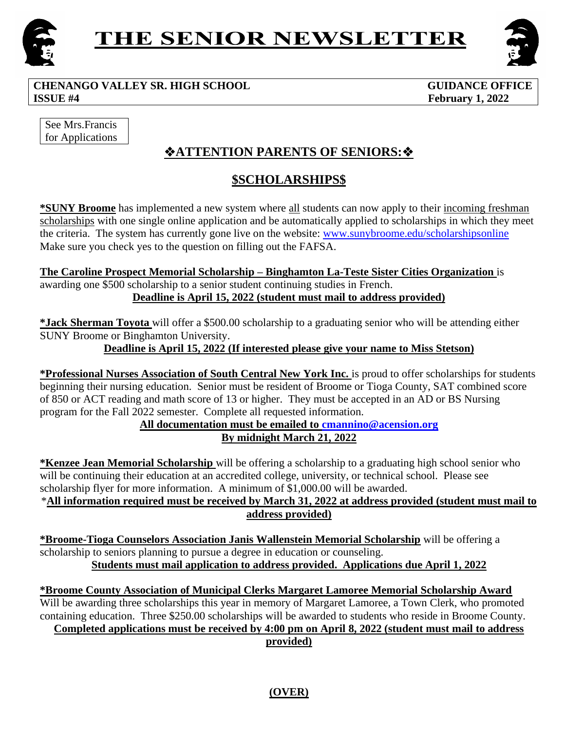# THE SENIOR NEWSLETTER

**CHENANGO VALLEY SR. HIGH SCHOOL** — **GUIDANCE OFFICE**
**ISSUE #4** — **February 1, 2022**

See Mrs.Francis for Applications

## ❖ATTENTION PARENTS OF SENIORS:❖

## $SCHOLARSHIPS$

**\*SUNY Broome** has implemented a new system where all students can now apply to their incoming freshman scholarships with one single online application and be automatically applied to scholarships in which they meet the criteria. The system has currently gone live on the website: www.sunybroome.edu/scholarshipsonline Make sure you check yes to the question on filling out the FAFSA.

**The Caroline Prospect Memorial Scholarship – Binghamton La-Teste Sister Cities Organization** is awarding one $500 scholarship to a senior student continuing studies in French.
**Deadline is April 15, 2022 (student must mail to address provided)**

**\*Jack Sherman Toyota** will offer a $500.00 scholarship to a graduating senior who will be attending either SUNY Broome or Binghamton University.
**Deadline is April 15, 2022 (If interested please give your name to Miss Stetson)**

**\*Professional Nurses Association of South Central New York Inc.** is proud to offer scholarships for students beginning their nursing education. Senior must be resident of Broome or Tioga County, SAT combined score of 850 or ACT reading and math score of 13 or higher. They must be accepted in an AD or BS Nursing program for the Fall 2022 semester. Complete all requested information.
**All documentation must be emailed to cmannino@acension.org**
**By midnight March 21, 2022**

**\*Kenzee Jean Memorial Scholarship** will be offering a scholarship to a graduating high school senior who will be continuing their education at an accredited college, university, or technical school. Please see scholarship flyer for more information. A minimum of $1,000.00 will be awarded.
\***All information required must be received by March 31, 2022 at address provided (student must mail to address provided)**

**\*Broome-Tioga Counselors Association Janis Wallenstein Memorial Scholarship** will be offering a scholarship to seniors planning to pursue a degree in education or counseling.
**Students must mail application to address provided. Applications due April 1, 2022**

**\*Broome County Association of Municipal Clerks Margaret Lamoree Memorial Scholarship Award**
Will be awarding three scholarships this year in memory of Margaret Lamoree, a Town Clerk, who promoted containing education. Three $250.00 scholarships will be awarded to students who reside in Broome County.
**Completed applications must be received by 4:00 pm on April 8, 2022 (student must mail to address provided)**

**(OVER)**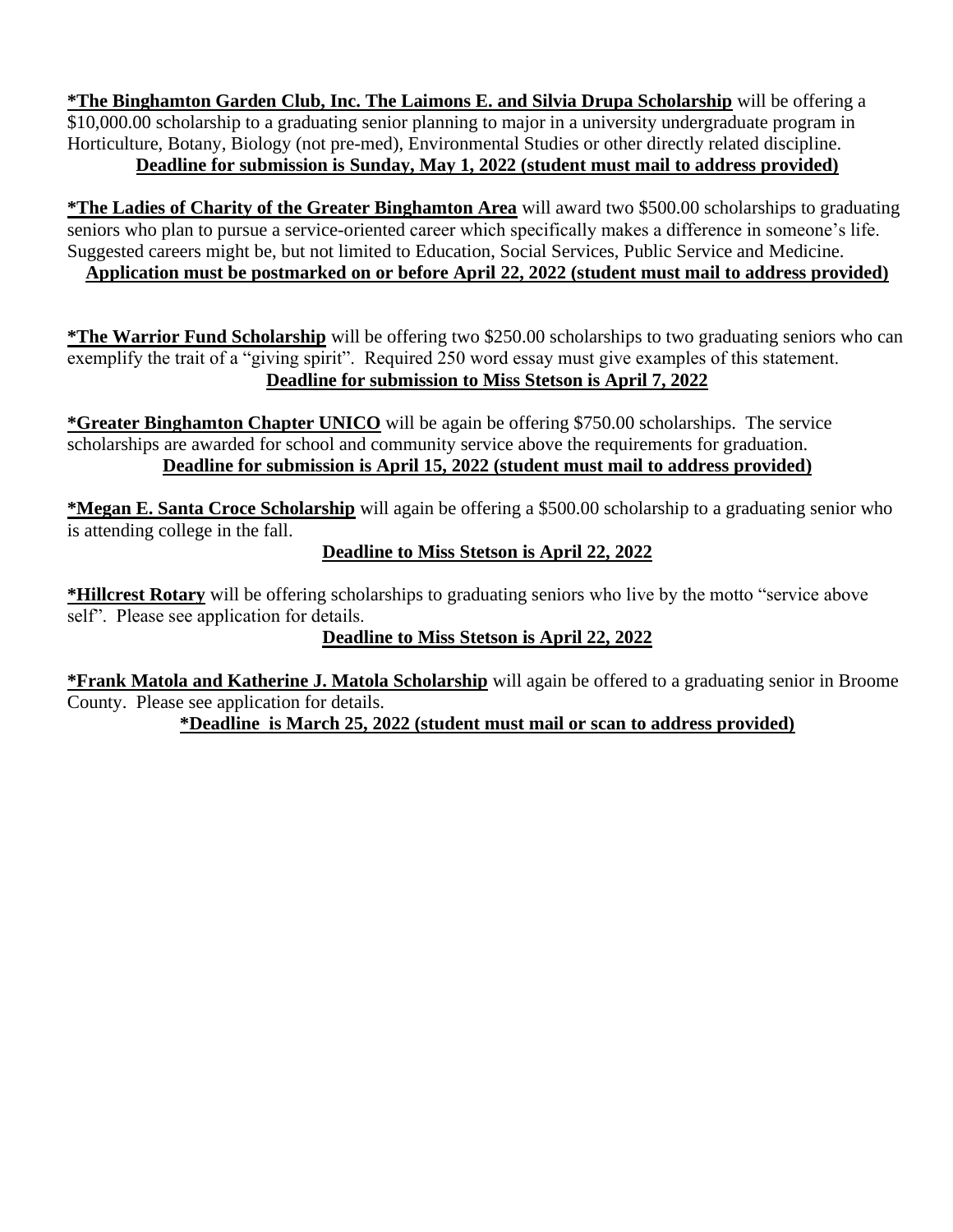**\*The Binghamton Garden Club, Inc. The Laimons E. and Silvia Drupa Scholarship** will be offering a $10,000.00 scholarship to a graduating senior planning to major in a university undergraduate program in Horticulture, Botany, Biology (not pre-med), Environmental Studies or other directly related discipline.

**Deadline for submission is Sunday, May 1, 2022 (student must mail to address provided)**

**\*The Ladies of Charity of the Greater Binghamton Area** will award two $500.00 scholarships to graduating seniors who plan to pursue a service-oriented career which specifically makes a difference in someone's life. Suggested careers might be, but not limited to Education, Social Services, Public Service and Medicine.

**Application must be postmarked on or before April 22, 2022 (student must mail to address provided)**

**\*The Warrior Fund Scholarship** will be offering two $250.00 scholarships to two graduating seniors who can exemplify the trait of a "giving spirit". Required 250 word essay must give examples of this statement.

**Deadline for submission to Miss Stetson is April 7, 2022**

**\*Greater Binghamton Chapter UNICO** will be again be offering $750.00 scholarships. The service scholarships are awarded for school and community service above the requirements for graduation.

**Deadline for submission is April 15, 2022 (student must mail to address provided)**

**\*Megan E. Santa Croce Scholarship** will again be offering a $500.00 scholarship to a graduating senior who is attending college in the fall.

**Deadline to Miss Stetson is April 22, 2022**

**\*Hillcrest Rotary** will be offering scholarships to graduating seniors who live by the motto "service above self". Please see application for details.

**Deadline to Miss Stetson is April 22, 2022**

**\*Frank Matola and Katherine J. Matola Scholarship** will again be offered to a graduating senior in Broome County. Please see application for details.

**\*Deadline is March 25, 2022 (student must mail or scan to address provided)**